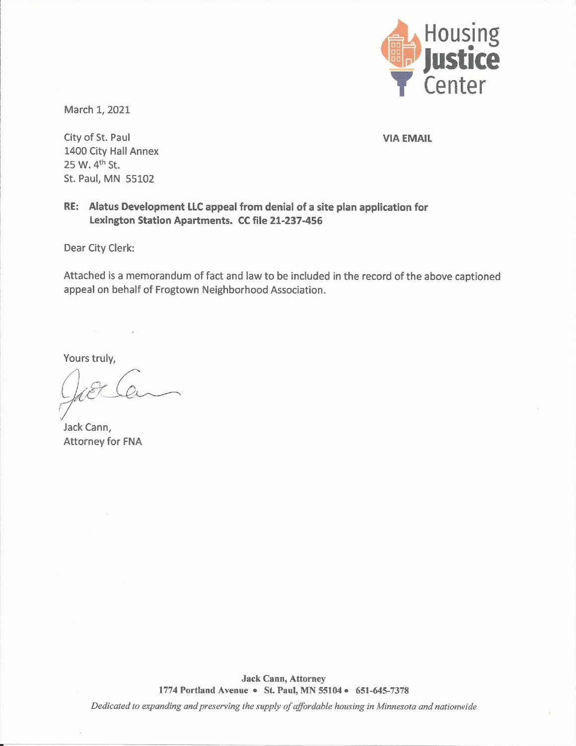Housing **Justice** Center

March 1, 2021

City of St. Paul
1400 City Hall Annex
25 W. 4th St.
St. Paul, MN 55102

**VIA EMAIL**

**RE: Alatus Development LLC appeal from denial of a site plan application for Lexington Station Apartments. CC file 21-237-456**

Dear City Clerk:

Attached is a memorandum of fact and law to be included in the record of the above captioned appeal on behalf of Frogtown Neighborhood Association.

Yours truly,

Jack Cann,
Attorney for FNA

**Jack Cann, Attorney**
**1774 Portland Avenue • St. Paul, MN 55104 • 651-645-7378**

*Dedicated to expanding and preserving the supply of affordable housing in Minnesota and nationwide*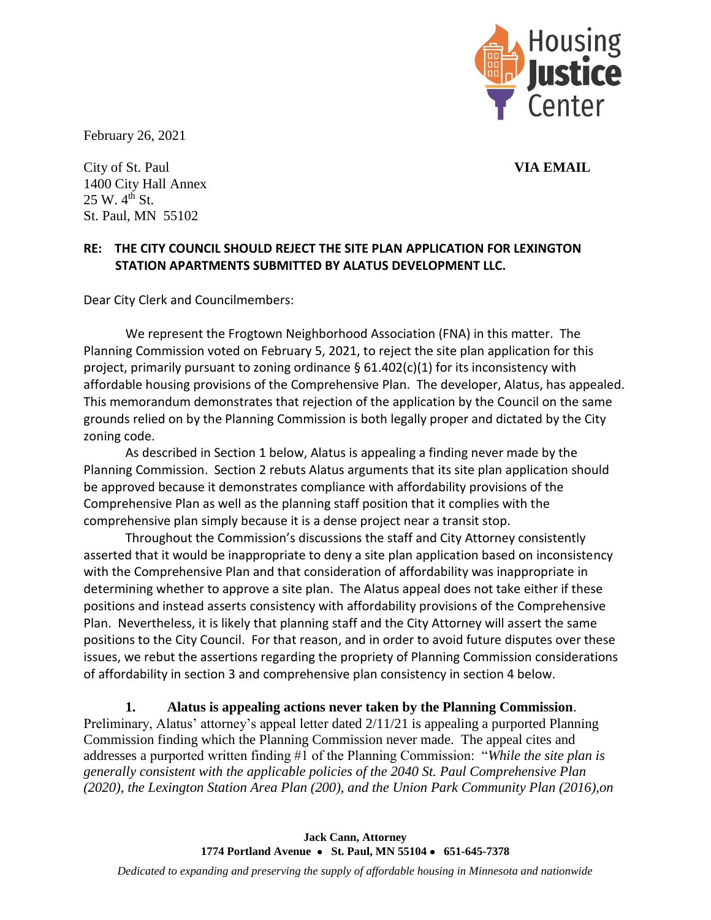February 26, 2021

City of St. Paul  
1400 City Hall Annex  
25 W. 4th St.  
St. Paul, MN 55102

**VIA EMAIL**

**RE: THE CITY COUNCIL SHOULD REJECT THE SITE PLAN APPLICATION FOR LEXINGTON STATION APARTMENTS SUBMITTED BY ALATUS DEVELOPMENT LLC.**

Dear City Clerk and Councilmembers:

We represent the Frogtown Neighborhood Association (FNA) in this matter. The Planning Commission voted on February 5, 2021, to reject the site plan application for this project, primarily pursuant to zoning ordinance § 61.402(c)(1) for its inconsistency with affordable housing provisions of the Comprehensive Plan. The developer, Alatus, has appealed. This memorandum demonstrates that rejection of the application by the Council on the same grounds relied on by the Planning Commission is both legally proper and dictated by the City zoning code.

As described in Section 1 below, Alatus is appealing a finding never made by the Planning Commission. Section 2 rebuts Alatus arguments that its site plan application should be approved because it demonstrates compliance with affordability provisions of the Comprehensive Plan as well as the planning staff position that it complies with the comprehensive plan simply because it is a dense project near a transit stop.

Throughout the Commission's discussions the staff and City Attorney consistently asserted that it would be inappropriate to deny a site plan application based on inconsistency with the Comprehensive Plan and that consideration of affordability was inappropriate in determining whether to approve a site plan. The Alatus appeal does not take either if these positions and instead asserts consistency with affordability provisions of the Comprehensive Plan. Nevertheless, it is likely that planning staff and the City Attorney will assert the same positions to the City Council. For that reason, and in order to avoid future disputes over these issues, we rebut the assertions regarding the propriety of Planning Commission considerations of affordability in section 3 and comprehensive plan consistency in section 4 below.

**1. Alatus is appealing actions never taken by the Planning Commission**. Preliminary, Alatus' attorney's appeal letter dated 2/11/21 is appealing a purported Planning Commission finding which the Planning Commission never made. The appeal cites and addresses a purported written finding #1 of the Planning Commission: "*While the site plan is generally consistent with the applicable policies of the 2040 St. Paul Comprehensive Plan (2020), the Lexington Station Area Plan (200), and the Union Park Community Plan (2016),on*

**Jack Cann, Attorney**  
**1774 Portland Avenue • St. Paul, MN 55104 • 651-645-7378**

*Dedicated to expanding and preserving the supply of affordable housing in Minnesota and nationwide*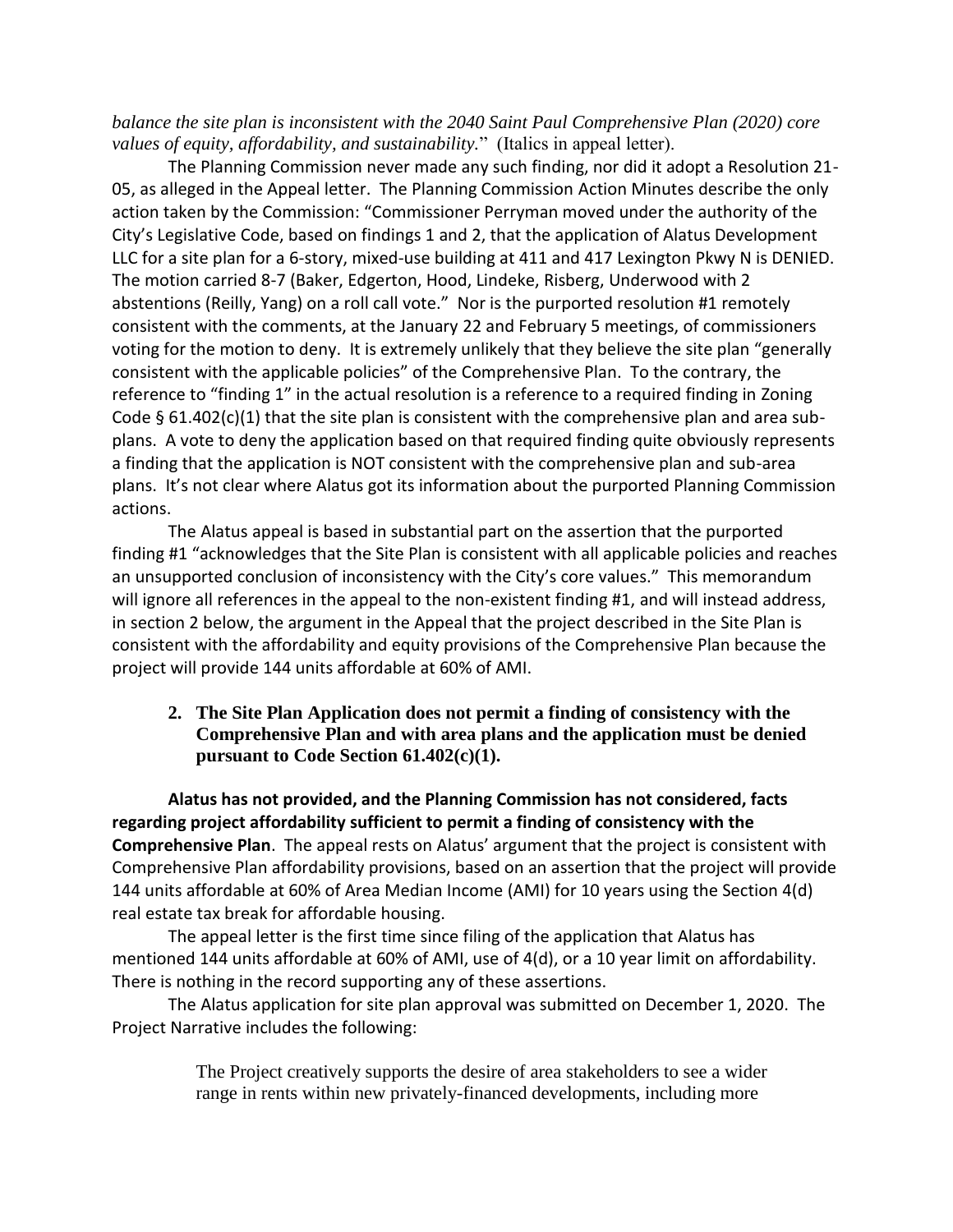*balance the site plan is inconsistent with the 2040 Saint Paul Comprehensive Plan (2020) core values of equity, affordability, and sustainability.*" (Italics in appeal letter).

The Planning Commission never made any such finding, nor did it adopt a Resolution 21-05, as alleged in the Appeal letter. The Planning Commission Action Minutes describe the only action taken by the Commission: "Commissioner Perryman moved under the authority of the City's Legislative Code, based on findings 1 and 2, that the application of Alatus Development LLC for a site plan for a 6-story, mixed-use building at 411 and 417 Lexington Pkwy N is DENIED. The motion carried 8-7 (Baker, Edgerton, Hood, Lindeke, Risberg, Underwood with 2 abstentions (Reilly, Yang) on a roll call vote." Nor is the purported resolution #1 remotely consistent with the comments, at the January 22 and February 5 meetings, of commissioners voting for the motion to deny. It is extremely unlikely that they believe the site plan "generally consistent with the applicable policies" of the Comprehensive Plan. To the contrary, the reference to "finding 1" in the actual resolution is a reference to a required finding in Zoning Code § 61.402(c)(1) that the site plan is consistent with the comprehensive plan and area sub-plans. A vote to deny the application based on that required finding quite obviously represents a finding that the application is NOT consistent with the comprehensive plan and sub-area plans. It's not clear where Alatus got its information about the purported Planning Commission actions.

The Alatus appeal is based in substantial part on the assertion that the purported finding #1 "acknowledges that the Site Plan is consistent with all applicable policies and reaches an unsupported conclusion of inconsistency with the City's core values." This memorandum will ignore all references in the appeal to the non-existent finding #1, and will instead address, in section 2 below, the argument in the Appeal that the project described in the Site Plan is consistent with the affordability and equity provisions of the Comprehensive Plan because the project will provide 144 units affordable at 60% of AMI.

**2. The Site Plan Application does not permit a finding of consistency with the Comprehensive Plan and with area plans and the application must be denied pursuant to Code Section 61.402(c)(1).**

**Alatus has not provided, and the Planning Commission has not considered, facts regarding project affordability sufficient to permit a finding of consistency with the Comprehensive Plan**. The appeal rests on Alatus' argument that the project is consistent with Comprehensive Plan affordability provisions, based on an assertion that the project will provide 144 units affordable at 60% of Area Median Income (AMI) for 10 years using the Section 4(d) real estate tax break for affordable housing.

The appeal letter is the first time since filing of the application that Alatus has mentioned 144 units affordable at 60% of AMI, use of 4(d), or a 10 year limit on affordability. There is nothing in the record supporting any of these assertions.

The Alatus application for site plan approval was submitted on December 1, 2020. The Project Narrative includes the following:

> The Project creatively supports the desire of area stakeholders to see a wider range in rents within new privately-financed developments, including more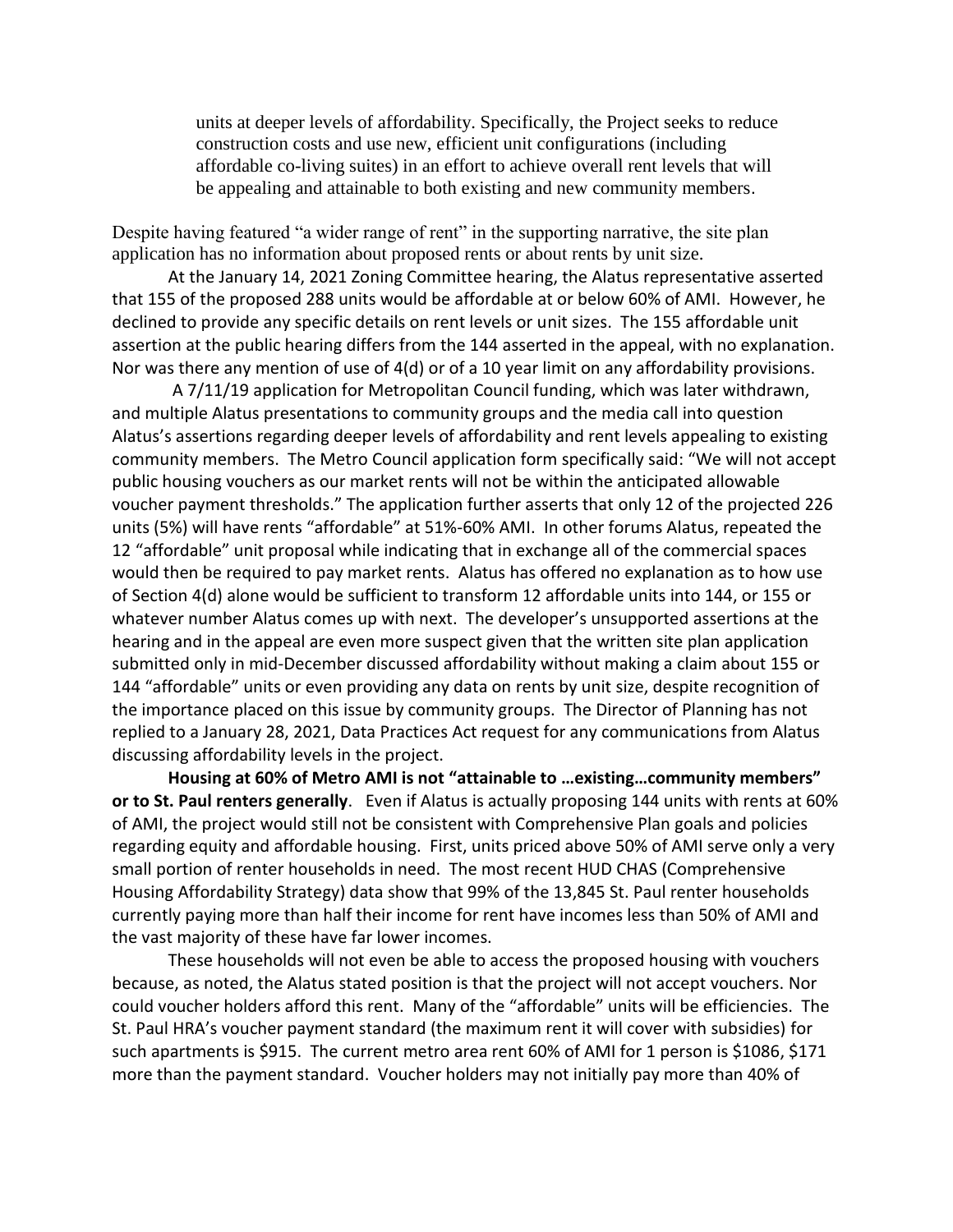> units at deeper levels of affordability. Specifically, the Project seeks to reduce construction costs and use new, efficient unit configurations (including affordable co-living suites) in an effort to achieve overall rent levels that will be appealing and attainable to both existing and new community members.

Despite having featured "a wider range of rent" in the supporting narrative, the site plan application has no information about proposed rents or about rents by unit size.

At the January 14, 2021 Zoning Committee hearing, the Alatus representative asserted that 155 of the proposed 288 units would be affordable at or below 60% of AMI. However, he declined to provide any specific details on rent levels or unit sizes. The 155 affordable unit assertion at the public hearing differs from the 144 asserted in the appeal, with no explanation. Nor was there any mention of use of 4(d) or of a 10 year limit on any affordability provisions.

A 7/11/19 application for Metropolitan Council funding, which was later withdrawn, and multiple Alatus presentations to community groups and the media call into question Alatus's assertions regarding deeper levels of affordability and rent levels appealing to existing community members. The Metro Council application form specifically said: "We will not accept public housing vouchers as our market rents will not be within the anticipated allowable voucher payment thresholds." The application further asserts that only 12 of the projected 226 units (5%) will have rents "affordable" at 51%-60% AMI. In other forums Alatus, repeated the 12 "affordable" unit proposal while indicating that in exchange all of the commercial spaces would then be required to pay market rents. Alatus has offered no explanation as to how use of Section 4(d) alone would be sufficient to transform 12 affordable units into 144, or 155 or whatever number Alatus comes up with next. The developer's unsupported assertions at the hearing and in the appeal are even more suspect given that the written site plan application submitted only in mid-December discussed affordability without making a claim about 155 or 144 "affordable" units or even providing any data on rents by unit size, despite recognition of the importance placed on this issue by community groups. The Director of Planning has not replied to a January 28, 2021, Data Practices Act request for any communications from Alatus discussing affordability levels in the project.

**Housing at 60% of Metro AMI is not "attainable to …existing…community members" or to St. Paul renters generally**. Even if Alatus is actually proposing 144 units with rents at 60% of AMI, the project would still not be consistent with Comprehensive Plan goals and policies regarding equity and affordable housing. First, units priced above 50% of AMI serve only a very small portion of renter households in need. The most recent HUD CHAS (Comprehensive Housing Affordability Strategy) data show that 99% of the 13,845 St. Paul renter households currently paying more than half their income for rent have incomes less than 50% of AMI and the vast majority of these have far lower incomes.

These households will not even be able to access the proposed housing with vouchers because, as noted, the Alatus stated position is that the project will not accept vouchers. Nor could voucher holders afford this rent. Many of the "affordable" units will be efficiencies. The St. Paul HRA's voucher payment standard (the maximum rent it will cover with subsidies) for such apartments is $915. The current metro area rent 60% of AMI for 1 person is $1086, $171 more than the payment standard. Voucher holders may not initially pay more than 40% of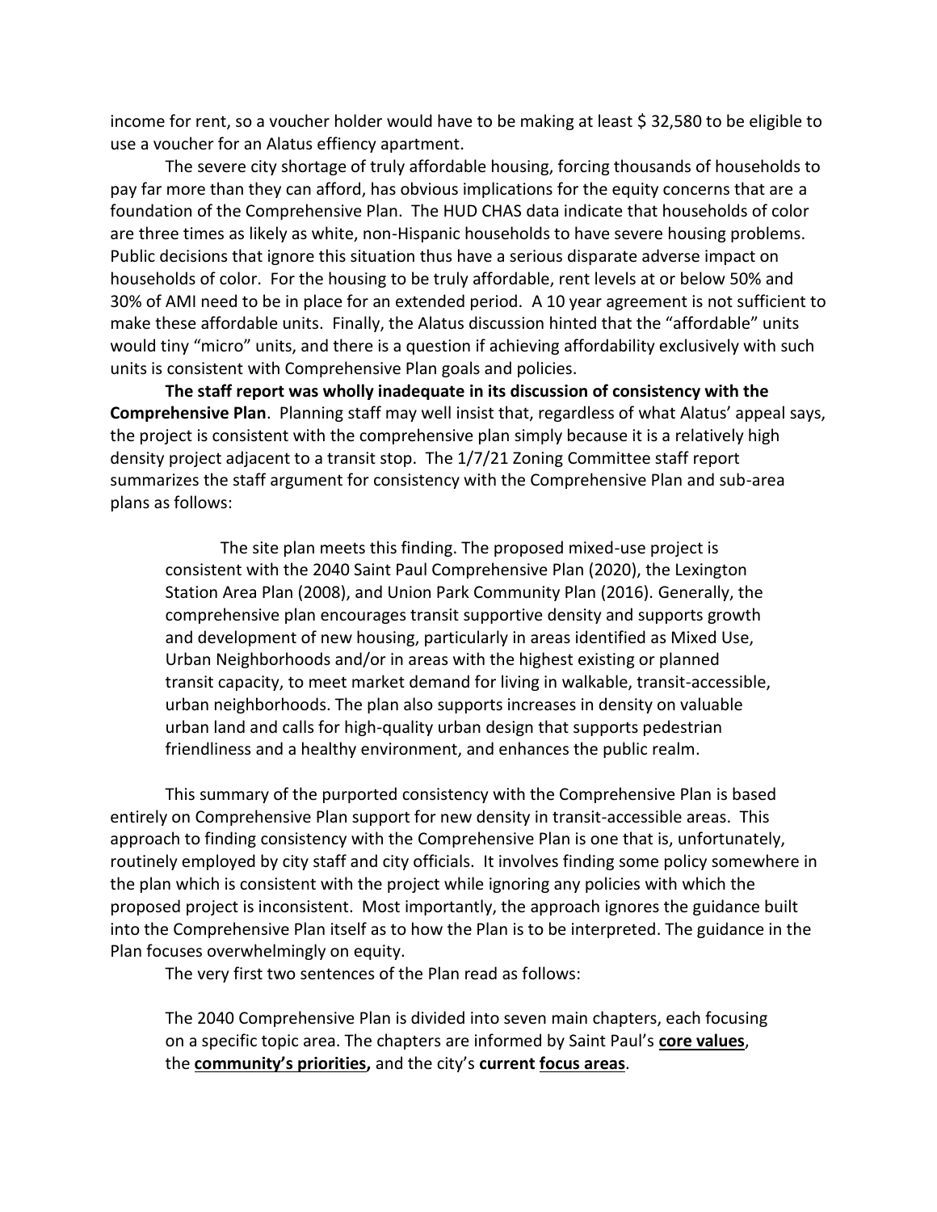income for rent, so a voucher holder would have to be making at least $ 32,580 to be eligible to use a voucher for an Alatus effiency apartment.

The severe city shortage of truly affordable housing, forcing thousands of households to pay far more than they can afford, has obvious implications for the equity concerns that are a foundation of the Comprehensive Plan. The HUD CHAS data indicate that households of color are three times as likely as white, non-Hispanic households to have severe housing problems. Public decisions that ignore this situation thus have a serious disparate adverse impact on households of color. For the housing to be truly affordable, rent levels at or below 50% and 30% of AMI need to be in place for an extended period. A 10 year agreement is not sufficient to make these affordable units. Finally, the Alatus discussion hinted that the "affordable" units would tiny "micro" units, and there is a question if achieving affordability exclusively with such units is consistent with Comprehensive Plan goals and policies.

**The staff report was wholly inadequate in its discussion of consistency with the Comprehensive Plan**. Planning staff may well insist that, regardless of what Alatus' appeal says, the project is consistent with the comprehensive plan simply because it is a relatively high density project adjacent to a transit stop. The 1/7/21 Zoning Committee staff report summarizes the staff argument for consistency with the Comprehensive Plan and sub-area plans as follows:

> The site plan meets this finding. The proposed mixed-use project is consistent with the 2040 Saint Paul Comprehensive Plan (2020), the Lexington Station Area Plan (2008), and Union Park Community Plan (2016). Generally, the comprehensive plan encourages transit supportive density and supports growth and development of new housing, particularly in areas identified as Mixed Use, Urban Neighborhoods and/or in areas with the highest existing or planned transit capacity, to meet market demand for living in walkable, transit-accessible, urban neighborhoods. The plan also supports increases in density on valuable urban land and calls for high-quality urban design that supports pedestrian friendliness and a healthy environment, and enhances the public realm.

This summary of the purported consistency with the Comprehensive Plan is based entirely on Comprehensive Plan support for new density in transit-accessible areas. This approach to finding consistency with the Comprehensive Plan is one that is, unfortunately, routinely employed by city staff and city officials. It involves finding some policy somewhere in the plan which is consistent with the project while ignoring any policies with which the proposed project is inconsistent. Most importantly, the approach ignores the guidance built into the Comprehensive Plan itself as to how the Plan is to be interpreted. The guidance in the Plan focuses overwhelmingly on equity.

The very first two sentences of the Plan read as follows:

> The 2040 Comprehensive Plan is divided into seven main chapters, each focusing on a specific topic area. The chapters are informed by Saint Paul's **core values**, the **community's priorities,** and the city's **current focus areas**.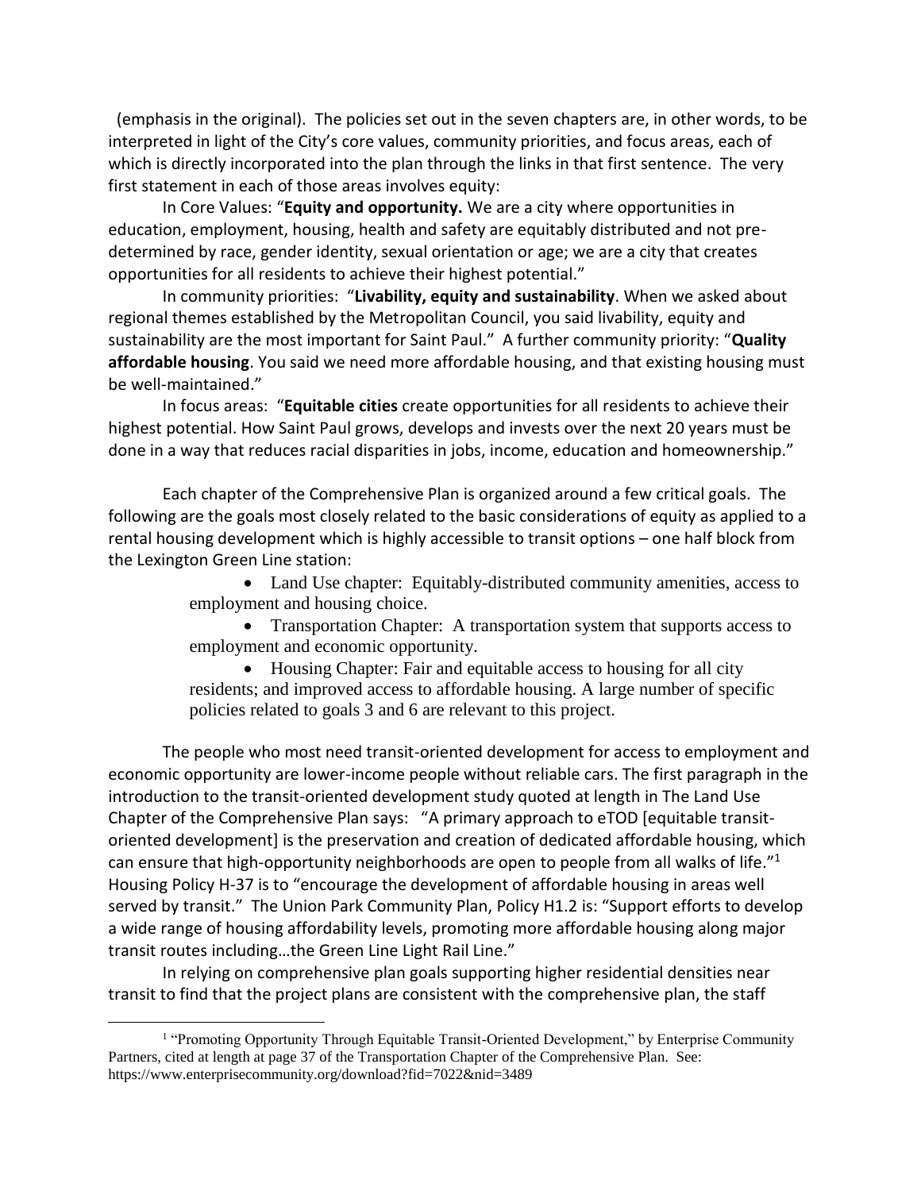(emphasis in the original). The policies set out in the seven chapters are, in other words, to be interpreted in light of the City's core values, community priorities, and focus areas, each of which is directly incorporated into the plan through the links in that first sentence. The very first statement in each of those areas involves equity:

In Core Values: "**Equity and opportunity.** We are a city where opportunities in education, employment, housing, health and safety are equitably distributed and not pre-determined by race, gender identity, sexual orientation or age; we are a city that creates opportunities for all residents to achieve their highest potential."

In community priorities: "**Livability, equity and sustainability**. When we asked about regional themes established by the Metropolitan Council, you said livability, equity and sustainability are the most important for Saint Paul." A further community priority: "**Quality affordable housing**. You said we need more affordable housing, and that existing housing must be well-maintained."

In focus areas: "**Equitable cities** create opportunities for all residents to achieve their highest potential. How Saint Paul grows, develops and invests over the next 20 years must be done in a way that reduces racial disparities in jobs, income, education and homeownership."

Each chapter of the Comprehensive Plan is organized around a few critical goals. The following are the goals most closely related to the basic considerations of equity as applied to a rental housing development which is highly accessible to transit options – one half block from the Lexington Green Line station:

- Land Use chapter: Equitably-distributed community amenities, access to employment and housing choice.
- Transportation Chapter: A transportation system that supports access to employment and economic opportunity.
- Housing Chapter: Fair and equitable access to housing for all city residents; and improved access to affordable housing. A large number of specific policies related to goals 3 and 6 are relevant to this project.

The people who most need transit-oriented development for access to employment and economic opportunity are lower-income people without reliable cars. The first paragraph in the introduction to the transit-oriented development study quoted at length in The Land Use Chapter of the Comprehensive Plan says: "A primary approach to eTOD [equitable transit-oriented development] is the preservation and creation of dedicated affordable housing, which can ensure that high-opportunity neighborhoods are open to people from all walks of life."[1] Housing Policy H-37 is to "encourage the development of affordable housing in areas well served by transit." The Union Park Community Plan, Policy H1.2 is: "Support efforts to develop a wide range of housing affordability levels, promoting more affordable housing along major transit routes including…the Green Line Light Rail Line."

In relying on comprehensive plan goals supporting higher residential densities near transit to find that the project plans are consistent with the comprehensive plan, the staff

---

[1] "Promoting Opportunity Through Equitable Transit-Oriented Development," by Enterprise Community Partners, cited at length at page 37 of the Transportation Chapter of the Comprehensive Plan. See: https://www.enterprisecommunity.org/download?fid=7022&nid=3489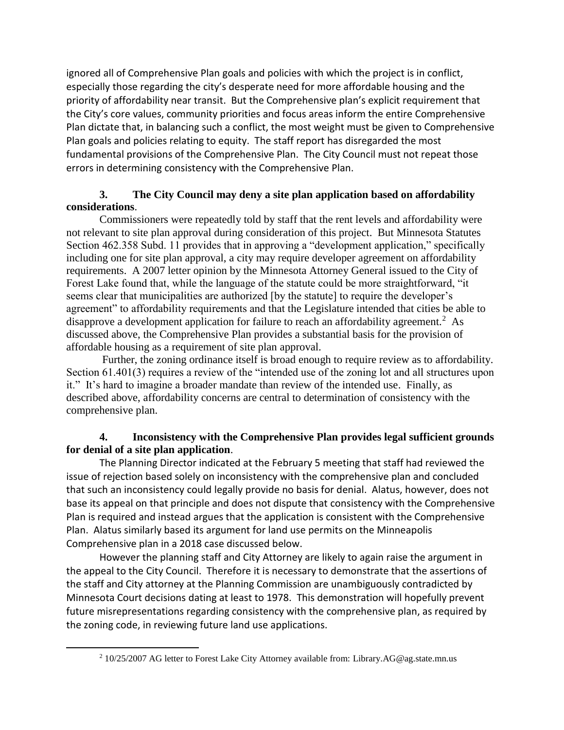ignored all of Comprehensive Plan goals and policies with which the project is in conflict, especially those regarding the city's desperate need for more affordable housing and the priority of affordability near transit. But the Comprehensive plan's explicit requirement that the City's core values, community priorities and focus areas inform the entire Comprehensive Plan dictate that, in balancing such a conflict, the most weight must be given to Comprehensive Plan goals and policies relating to equity. The staff report has disregarded the most fundamental provisions of the Comprehensive Plan. The City Council must not repeat those errors in determining consistency with the Comprehensive Plan.

**3. The City Council may deny a site plan application based on affordability considerations**.

Commissioners were repeatedly told by staff that the rent levels and affordability were not relevant to site plan approval during consideration of this project. But Minnesota Statutes Section 462.358 Subd. 11 provides that in approving a "development application," specifically including one for site plan approval, a city may require developer agreement on affordability requirements. A 2007 letter opinion by the Minnesota Attorney General issued to the City of Forest Lake found that, while the language of the statute could be more straightforward, "it seems clear that municipalities are authorized [by the statute] to require the developer's agreement" to affordability requirements and that the Legislature intended that cities be able to disapprove a development application for failure to reach an affordability agreement.[2] As discussed above, the Comprehensive Plan provides a substantial basis for the provision of affordable housing as a requirement of site plan approval.

Further, the zoning ordinance itself is broad enough to require review as to affordability. Section 61.401(3) requires a review of the "intended use of the zoning lot and all structures upon it." It's hard to imagine a broader mandate than review of the intended use. Finally, as described above, affordability concerns are central to determination of consistency with the comprehensive plan.

**4. Inconsistency with the Comprehensive Plan provides legal sufficient grounds for denial of a site plan application**.

The Planning Director indicated at the February 5 meeting that staff had reviewed the issue of rejection based solely on inconsistency with the comprehensive plan and concluded that such an inconsistency could legally provide no basis for denial. Alatus, however, does not base its appeal on that principle and does not dispute that consistency with the Comprehensive Plan is required and instead argues that the application is consistent with the Comprehensive Plan. Alatus similarly based its argument for land use permits on the Minneapolis Comprehensive plan in a 2018 case discussed below.

However the planning staff and City Attorney are likely to again raise the argument in the appeal to the City Council. Therefore it is necessary to demonstrate that the assertions of the staff and City attorney at the Planning Commission are unambiguously contradicted by Minnesota Court decisions dating at least to 1978. This demonstration will hopefully prevent future misrepresentations regarding consistency with the comprehensive plan, as required by the zoning code, in reviewing future land use applications.

---

[2] 10/25/2007 AG letter to Forest Lake City Attorney available from: Library.AG@ag.state.mn.us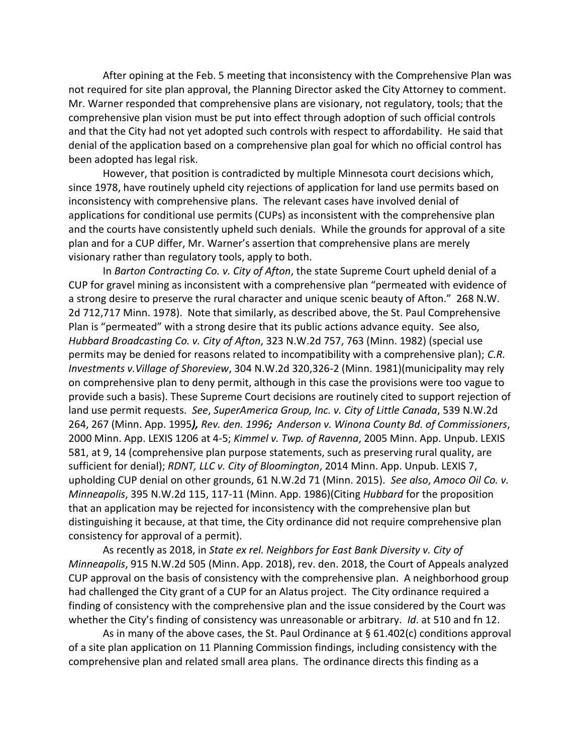After opining at the Feb. 5 meeting that inconsistency with the Comprehensive Plan was not required for site plan approval, the Planning Director asked the City Attorney to comment. Mr. Warner responded that comprehensive plans are visionary, not regulatory, tools; that the comprehensive plan vision must be put into effect through adoption of such official controls and that the City had not yet adopted such controls with respect to affordability. He said that denial of the application based on a comprehensive plan goal for which no official control has been adopted has legal risk.

However, that position is contradicted by multiple Minnesota court decisions which, since 1978, have routinely upheld city rejections of application for land use permits based on inconsistency with comprehensive plans. The relevant cases have involved denial of applications for conditional use permits (CUPs) as inconsistent with the comprehensive plan and the courts have consistently upheld such denials. While the grounds for approval of a site plan and for a CUP differ, Mr. Warner's assertion that comprehensive plans are merely visionary rather than regulatory tools, apply to both.

In *Barton Contracting Co. v. City of Afton*, the state Supreme Court upheld denial of a CUP for gravel mining as inconsistent with a comprehensive plan "permeated with evidence of a strong desire to preserve the rural character and unique scenic beauty of Afton." 268 N.W. 2d 712,717 Minn. 1978). Note that similarly, as described above, the St. Paul Comprehensive Plan is "permeated" with a strong desire that its public actions advance equity. See also, *Hubbard Broadcasting Co. v. City of Afton*, 323 N.W.2d 757, 763 (Minn. 1982) (special use permits may be denied for reasons related to incompatibility with a comprehensive plan); *C.R. Investments v.Village of Shoreview*, 304 N.W.2d 320,326-2 (Minn. 1981)(municipality may rely on comprehensive plan to deny permit, although in this case the provisions were too vague to provide such a basis). These Supreme Court decisions are routinely cited to support rejection of land use permit requests. *See*, *SuperAmerica Group, Inc. v. City of Little Canada*, 539 N.W.2d 264, 267 (Minn. App. 1995***),*** *Rev. den. 1996****;*** *Anderson v. Winona County Bd. of Commissioners*, 2000 Minn. App. LEXIS 1206 at 4-5; *Kimmel v. Twp. of Ravenna*, 2005 Minn. App. Unpub. LEXIS 581, at 9, 14 (comprehensive plan purpose statements, such as preserving rural quality, are sufficient for denial); *RDNT, LLC v. City of Bloomington*, 2014 Minn. App. Unpub. LEXIS 7, upholding CUP denial on other grounds, 61 N.W.2d 71 (Minn. 2015). *See also*, *Amoco Oil Co. v. Minneapolis*, 395 N.W.2d 115, 117-11 (Minn. App. 1986)(Citing *Hubbard* for the proposition that an application may be rejected for inconsistency with the comprehensive plan but distinguishing it because, at that time, the City ordinance did not require comprehensive plan consistency for approval of a permit).

As recently as 2018, in *State ex rel. Neighbors for East Bank Diversity v. City of Minneapolis*, 915 N.W.2d 505 (Minn. App. 2018), rev. den. 2018, the Court of Appeals analyzed CUP approval on the basis of consistency with the comprehensive plan. A neighborhood group had challenged the City grant of a CUP for an Alatus project. The City ordinance required a finding of consistency with the comprehensive plan and the issue considered by the Court was whether the City's finding of consistency was unreasonable or arbitrary. *Id*. at 510 and fn 12.

As in many of the above cases, the St. Paul Ordinance at § 61.402(c) conditions approval of a site plan application on 11 Planning Commission findings, including consistency with the comprehensive plan and related small area plans. The ordinance directs this finding as a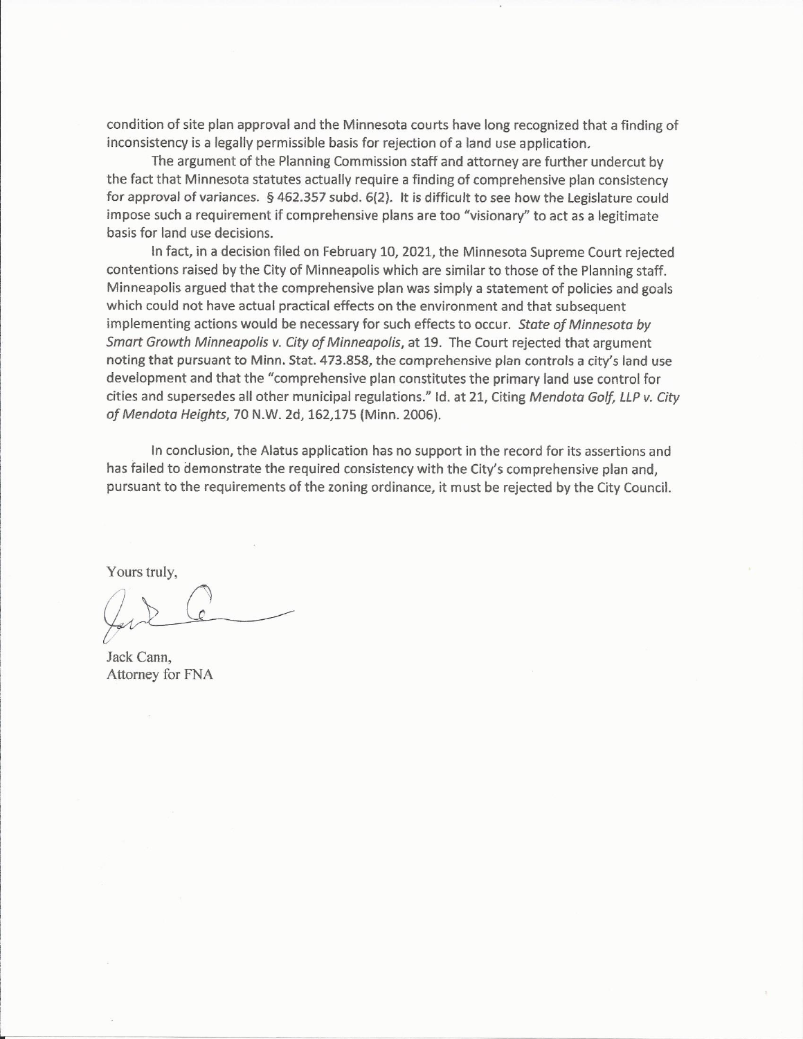condition of site plan approval and the Minnesota courts have long recognized that a finding of inconsistency is a legally permissible basis for rejection of a land use application.

The argument of the Planning Commission staff and attorney are further undercut by the fact that Minnesota statutes actually require a finding of comprehensive plan consistency for approval of variances. § 462.357 subd. 6(2). It is difficult to see how the Legislature could impose such a requirement if comprehensive plans are too "visionary" to act as a legitimate basis for land use decisions.

In fact, in a decision filed on February 10, 2021, the Minnesota Supreme Court rejected contentions raised by the City of Minneapolis which are similar to those of the Planning staff. Minneapolis argued that the comprehensive plan was simply a statement of policies and goals which could not have actual practical effects on the environment and that subsequent implementing actions would be necessary for such effects to occur. *State of Minnesota by Smart Growth Minneapolis v. City of Minneapolis*, at 19. The Court rejected that argument noting that pursuant to Minn. Stat. 473.858, the comprehensive plan controls a city's land use development and that the "comprehensive plan constitutes the primary land use control for cities and supersedes all other municipal regulations." Id. at 21, Citing *Mendota Golf, LLP v. City of Mendota Heights*, 70 N.W. 2d, 162,175 (Minn. 2006).

In conclusion, the Alatus application has no support in the record for its assertions and has failed to demonstrate the required consistency with the City's comprehensive plan and, pursuant to the requirements of the zoning ordinance, it must be rejected by the City Council.

Yours truly,

Jack Cann,
Attorney for FNA